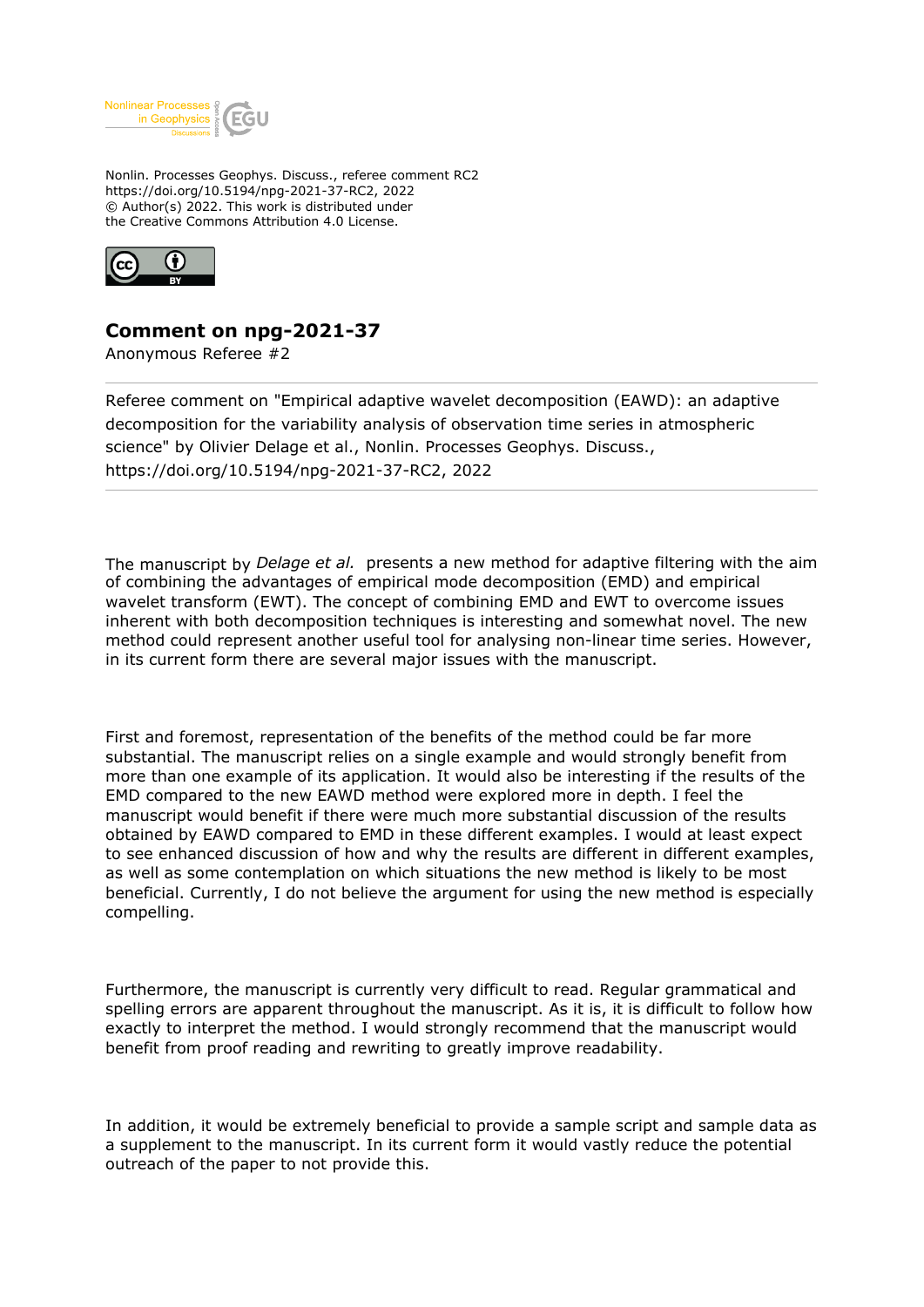Nonlin. Processes Geophys. Discuss., referee comment RC2
https://doi.org/10.5194/npg-2021-37-RC2, 2022
© Author(s) 2022. This work is distributed under
the Creative Commons Attribution 4.0 License.

# Comment on npg-2021-37

Anonymous Referee #2

Referee comment on "Empirical adaptive wavelet decomposition (EAWD): an adaptive decomposition for the variability analysis of observation time series in atmospheric science" by Olivier Delage et al., Nonlin. Processes Geophys. Discuss., https://doi.org/10.5194/npg-2021-37-RC2, 2022

---

The manuscript by *Delage et al.* presents a new method for adaptive filtering with the aim of combining the advantages of empirical mode decomposition (EMD) and empirical wavelet transform (EWT). The concept of combining EMD and EWT to overcome issues inherent with both decomposition techniques is interesting and somewhat novel. The new method could represent another useful tool for analysing non-linear time series. However, in its current form there are several major issues with the manuscript.

First and foremost, representation of the benefits of the method could be far more substantial. The manuscript relies on a single example and would strongly benefit from more than one example of its application. It would also be interesting if the results of the EMD compared to the new EAWD method were explored more in depth. I feel the manuscript would benefit if there were much more substantial discussion of the results obtained by EAWD compared to EMD in these different examples. I would at least expect to see enhanced discussion of how and why the results are different in different examples, as well as some contemplation on which situations the new method is likely to be most beneficial. Currently, I do not believe the argument for using the new method is especially compelling.

Furthermore, the manuscript is currently very difficult to read. Regular grammatical and spelling errors are apparent throughout the manuscript. As it is, it is difficult to follow how exactly to interpret the method. I would strongly recommend that the manuscript would benefit from proof reading and rewriting to greatly improve readability.

In addition, it would be extremely beneficial to provide a sample script and sample data as a supplement to the manuscript. In its current form it would vastly reduce the potential outreach of the paper to not provide this.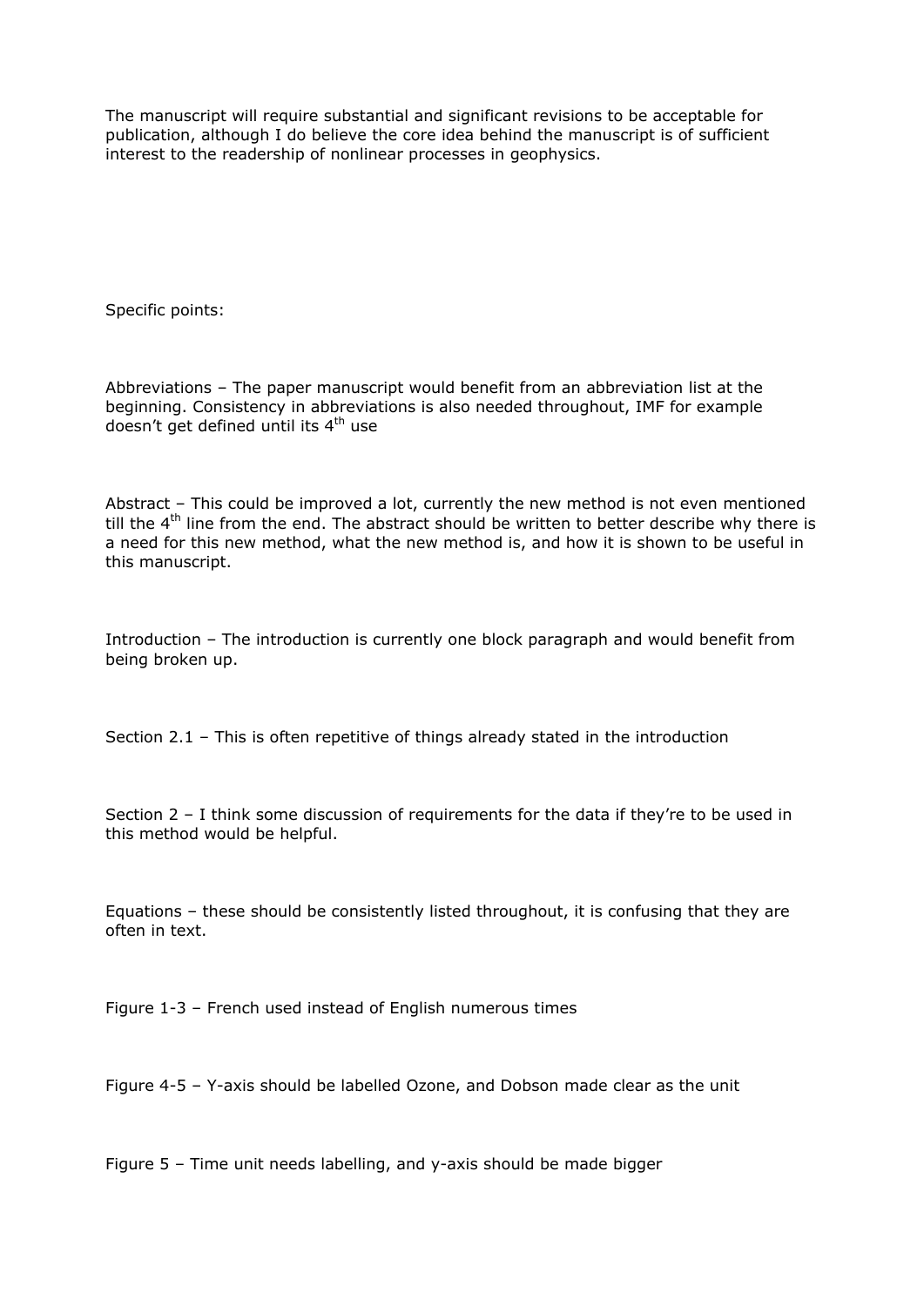The manuscript will require substantial and significant revisions to be acceptable for publication, although I do believe the core idea behind the manuscript is of sufficient interest to the readership of nonlinear processes in geophysics.

Specific points:

Abbreviations – The paper manuscript would benefit from an abbreviation list at the beginning. Consistency in abbreviations is also needed throughout, IMF for example doesn't get defined until its 4th use

Abstract – This could be improved a lot, currently the new method is not even mentioned till the 4th line from the end. The abstract should be written to better describe why there is a need for this new method, what the new method is, and how it is shown to be useful in this manuscript.

Introduction – The introduction is currently one block paragraph and would benefit from being broken up.

Section 2.1 – This is often repetitive of things already stated in the introduction

Section 2 – I think some discussion of requirements for the data if they're to be used in this method would be helpful.

Equations – these should be consistently listed throughout, it is confusing that they are often in text.

Figure 1-3 – French used instead of English numerous times

Figure 4-5 – Y-axis should be labelled Ozone, and Dobson made clear as the unit

Figure 5 – Time unit needs labelling, and y-axis should be made bigger